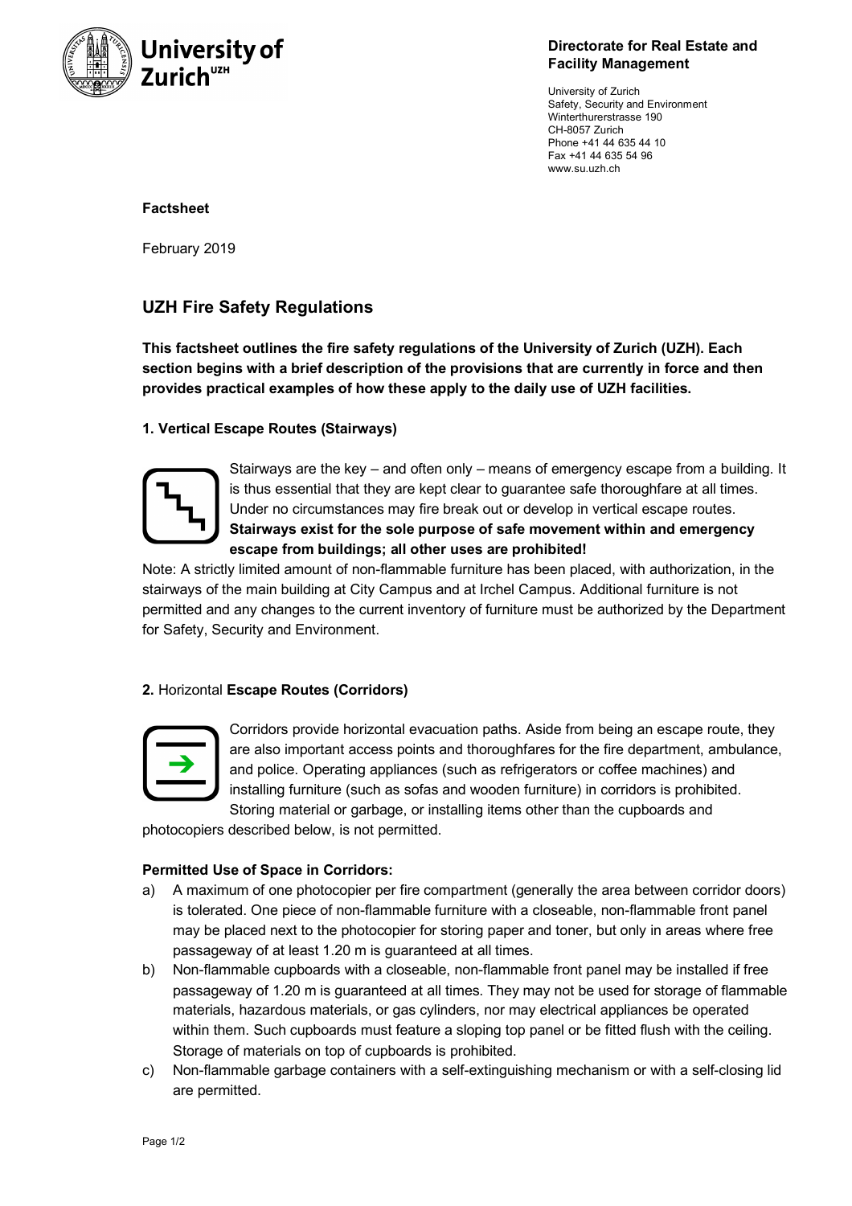**Directorate for Real Estate and Facility Management**

University of Zurich
Safety, Security and Environment
Winterthurerstrasse 190
CH-8057 Zurich
Phone +41 44 635 44 10
Fax +41 44 635 54 96
www.su.uzh.ch

**Factsheet**

February 2019

# UZH Fire Safety Regulations

**This factsheet outlines the fire safety regulations of the University of Zurich (UZH). Each section begins with a brief description of the provisions that are currently in force and then provides practical examples of how these apply to the daily use of UZH facilities.**

## 1. Vertical Escape Routes (Stairways)

Stairways are the key – and often only – means of emergency escape from a building. It is thus essential that they are kept clear to guarantee safe thoroughfare at all times. Under no circumstances may fire break out or develop in vertical escape routes. **Stairways exist for the sole purpose of safe movement within and emergency escape from buildings; all other uses are prohibited!**

Note: A strictly limited amount of non-flammable furniture has been placed, with authorization, in the stairways of the main building at City Campus and at Irchel Campus. Additional furniture is not permitted and any changes to the current inventory of furniture must be authorized by the Department for Safety, Security and Environment.

## 2. Horizontal Escape Routes (Corridors)

Corridors provide horizontal evacuation paths. Aside from being an escape route, they are also important access points and thoroughfares for the fire department, ambulance, and police. Operating appliances (such as refrigerators or coffee machines) and installing furniture (such as sofas and wooden furniture) in corridors is prohibited. Storing material or garbage, or installing items other than the cupboards and photocopiers described below, is not permitted.

**Permitted Use of Space in Corridors:**

a) A maximum of one photocopier per fire compartment (generally the area between corridor doors) is tolerated. One piece of non-flammable furniture with a closeable, non-flammable front panel may be placed next to the photocopier for storing paper and toner, but only in areas where free passageway of at least 1.20 m is guaranteed at all times.

b) Non-flammable cupboards with a closeable, non-flammable front panel may be installed if free passageway of 1.20 m is guaranteed at all times. They may not be used for storage of flammable materials, hazardous materials, or gas cylinders, nor may electrical appliances be operated within them. Such cupboards must feature a sloping top panel or be fitted flush with the ceiling. Storage of materials on top of cupboards is prohibited.

c) Non-flammable garbage containers with a self-extinguishing mechanism or with a self-closing lid are permitted.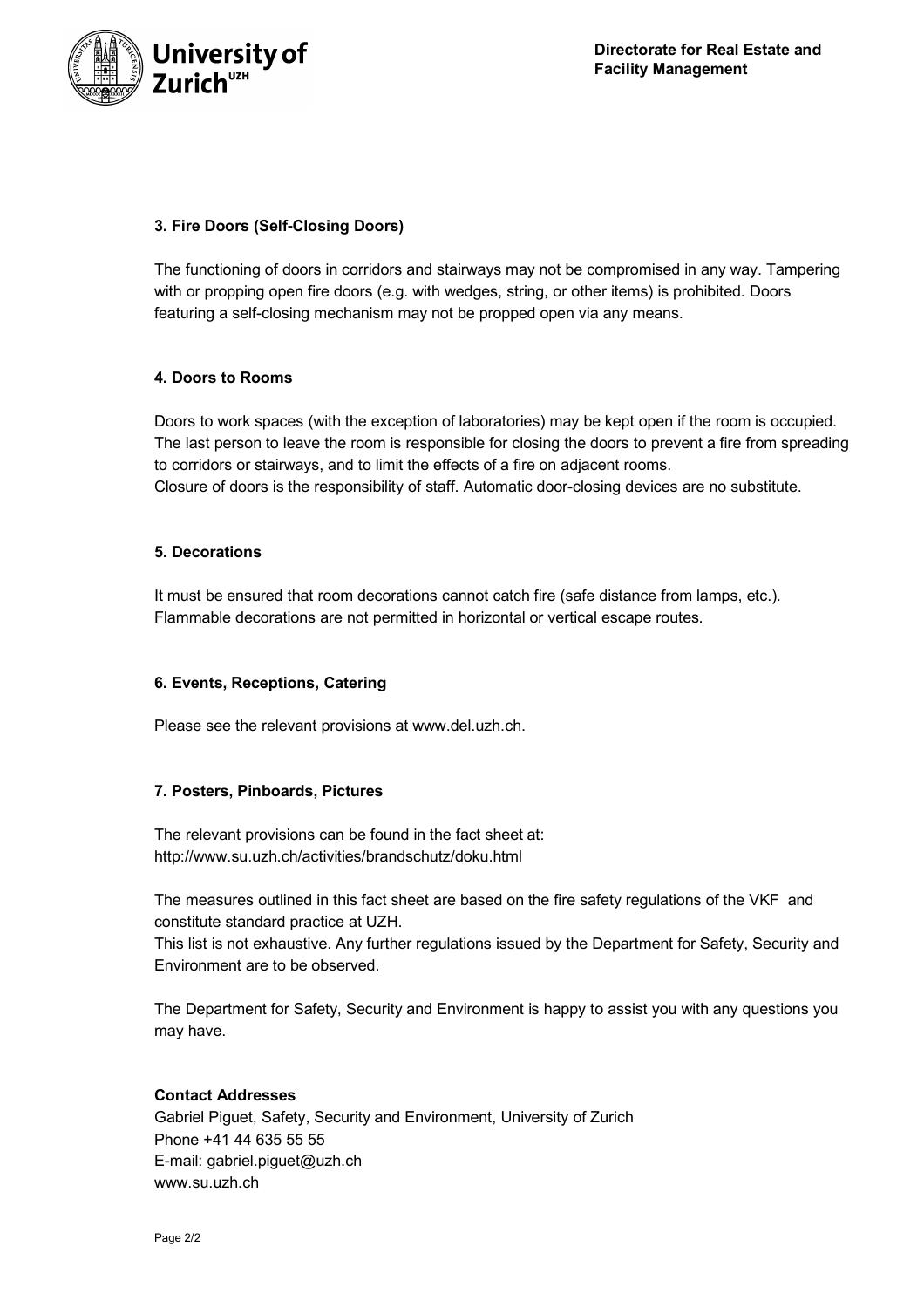### 3. Fire Doors (Self-Closing Doors)

The functioning of doors in corridors and stairways may not be compromised in any way. Tampering with or propping open fire doors (e.g. with wedges, string, or other items) is prohibited. Doors featuring a self-closing mechanism may not be propped open via any means.

### 4. Doors to Rooms

Doors to work spaces (with the exception of laboratories) may be kept open if the room is occupied. The last person to leave the room is responsible for closing the doors to prevent a fire from spreading to corridors or stairways, and to limit the effects of a fire on adjacent rooms.
Closure of doors is the responsibility of staff. Automatic door-closing devices are no substitute.

### 5. Decorations

It must be ensured that room decorations cannot catch fire (safe distance from lamps, etc.).
Flammable decorations are not permitted in horizontal or vertical escape routes.

### 6. Events, Receptions, Catering

Please see the relevant provisions at www.del.uzh.ch.

### 7. Posters, Pinboards, Pictures

The relevant provisions can be found in the fact sheet at:
http://www.su.uzh.ch/activities/brandschutz/doku.html

The measures outlined in this fact sheet are based on the fire safety regulations of the VKF and constitute standard practice at UZH.
This list is not exhaustive. Any further regulations issued by the Department for Safety, Security and Environment are to be observed.

The Department for Safety, Security and Environment is happy to assist you with any questions you may have.

**Contact Addresses**
Gabriel Piguet, Safety, Security and Environment, University of Zurich
Phone +41 44 635 55 55
E-mail: gabriel.piguet@uzh.ch
www.su.uzh.ch